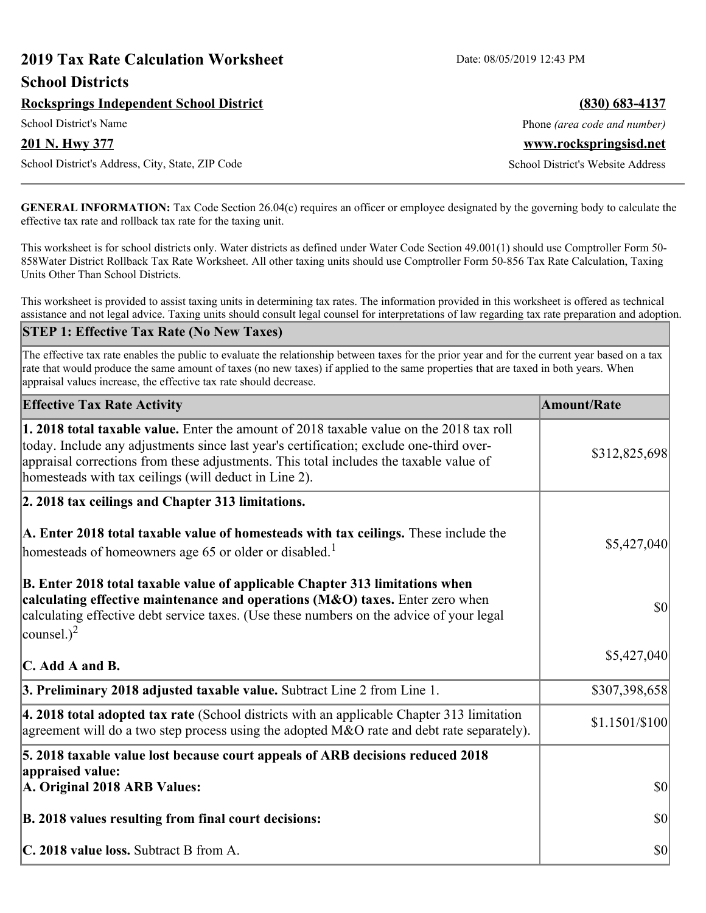# 2019 Tax Rate Calculation Worksheet

Date: 08/05/2019 12:43 PM

## School Districts

**Rocksprings Independent School District**
School District's Name

**(830) 683-4137**
Phone *(area code and number)*

**201 N. Hwy 377**
School District's Address, City, State, ZIP Code

**www.rockspringsisd.net**
School District's Website Address

**GENERAL INFORMATION:** Tax Code Section 26.04(c) requires an officer or employee designated by the governing body to calculate the effective tax rate and rollback tax rate for the taxing unit.

This worksheet is for school districts only. Water districts as defined under Water Code Section 49.001(1) should use Comptroller Form 50-858Water District Rollback Tax Rate Worksheet. All other taxing units should use Comptroller Form 50-856 Tax Rate Calculation, Taxing Units Other Than School Districts.

This worksheet is provided to assist taxing units in determining tax rates. The information provided in this worksheet is offered as technical assistance and not legal advice. Taxing units should consult legal counsel for interpretations of law regarding tax rate preparation and adoption.

### STEP 1: Effective Tax Rate (No New Taxes)

The effective tax rate enables the public to evaluate the relationship between taxes for the prior year and for the current year based on a tax rate that would produce the same amount of taxes (no new taxes) if applied to the same properties that are taxed in both years. When appraisal values increase, the effective tax rate should decrease.

| Effective Tax Rate Activity | Amount/Rate |
|---|---|
| **1. 2018 total taxable value.** Enter the amount of 2018 taxable value on the 2018 tax roll today. Include any adjustments since last year's certification; exclude one-third over-appraisal corrections from these adjustments. This total includes the taxable value of homesteads with tax ceilings (will deduct in Line 2). | $312,825,698 |
| **2. 2018 tax ceilings and Chapter 313 limitations.** | |
| **A. Enter 2018 total taxable value of homesteads with tax ceilings.** These include the homesteads of homeowners age 65 or older or disabled.[1] | $5,427,040 |
| **B. Enter 2018 total taxable value of applicable Chapter 313 limitations when calculating effective maintenance and operations (M&O) taxes.** Enter zero when calculating effective debt service taxes. (Use these numbers on the advice of your legal counsel.)[2] | $0 |
| **C. Add A and B.** | $5,427,040 |
| **3. Preliminary 2018 adjusted taxable value.** Subtract Line 2 from Line 1. | $307,398,658 |
| **4. 2018 total adopted tax rate** (School districts with an applicable Chapter 313 limitation agreement will do a two step process using the adopted M&O rate and debt rate separately). | $1.1501/$100 |
| **5. 2018 taxable value lost because court appeals of ARB decisions reduced 2018 appraised value:** | |
| **A. Original 2018 ARB Values:** | $0 |
| **B. 2018 values resulting from final court decisions:** | $0 |
| **C. 2018 value loss.** Subtract B from A. | $0 |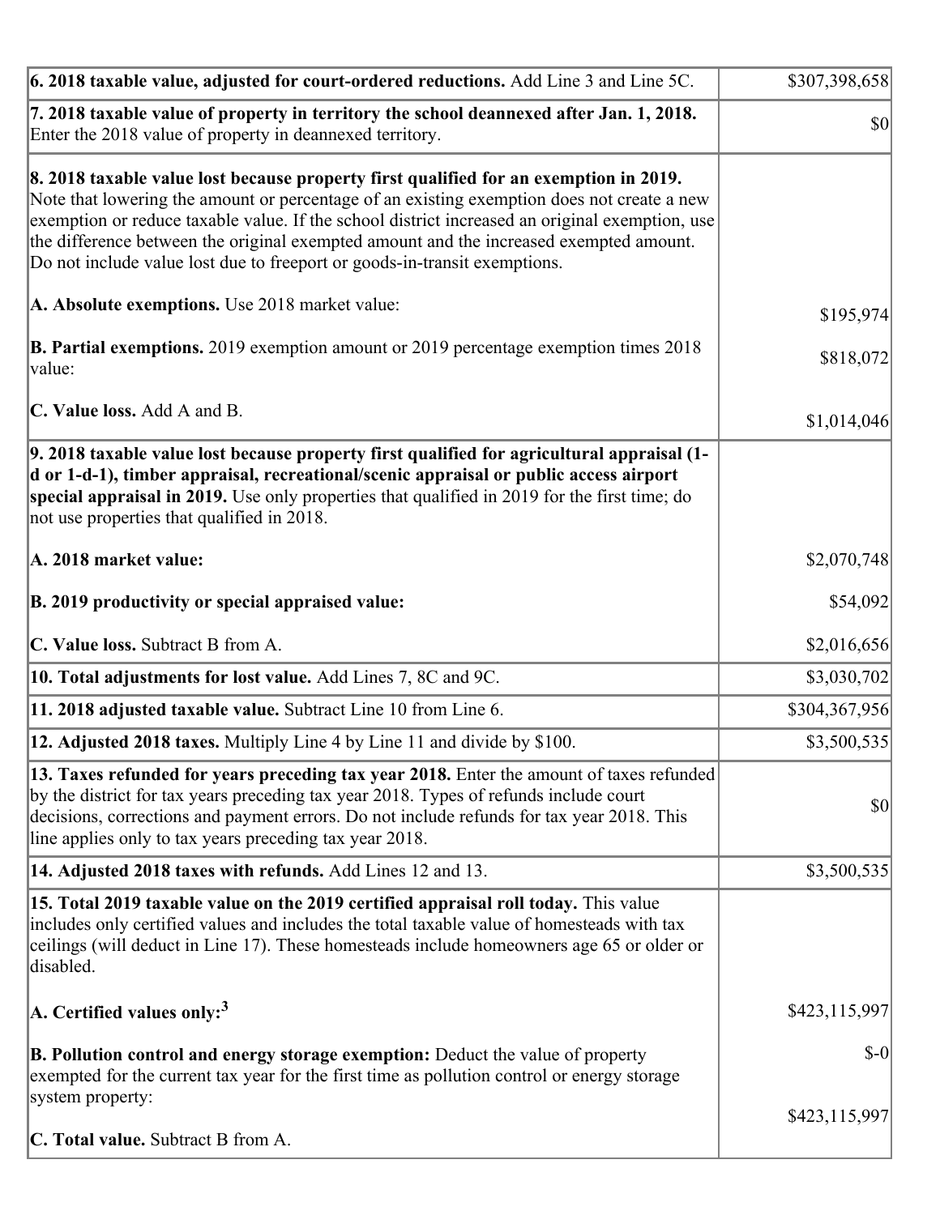| | |
|---|---|
| **6. 2018 taxable value, adjusted for court-ordered reductions.** Add Line 3 and Line 5C. | $307,398,658 |
| **7. 2018 taxable value of property in territory the school deannexed after Jan. 1, 2018.** Enter the 2018 value of property in deannexed territory. | $0 |
| **8. 2018 taxable value lost because property first qualified for an exemption in 2019.** Note that lowering the amount or percentage of an existing exemption does not create a new exemption or reduce taxable value. If the school district increased an original exemption, use the difference between the original exempted amount and the increased exempted amount. Do not include value lost due to freeport or goods-in-transit exemptions.<br><br>**A. Absolute exemptions.** Use 2018 market value:<br><br>**B. Partial exemptions.** 2019 exemption amount or 2019 percentage exemption times 2018 value:<br><br>**C. Value loss.** Add A and B. | <br><br><br><br><br>$195,974<br><br>$818,072<br><br>$1,014,046 |
| **9. 2018 taxable value lost because property first qualified for agricultural appraisal (1-d or 1-d-1), timber appraisal, recreational/scenic appraisal or public access airport special appraisal in 2019.** Use only properties that qualified in 2019 for the first time; do not use properties that qualified in 2018.<br><br>**A. 2018 market value:**<br><br>**B. 2019 productivity or special appraised value:**<br><br>**C. Value loss.** Subtract B from A. | <br><br><br><br>$2,070,748<br><br>$54,092<br><br>$2,016,656 |
| **10. Total adjustments for lost value.** Add Lines 7, 8C and 9C. | $3,030,702 |
| **11. 2018 adjusted taxable value.** Subtract Line 10 from Line 6. | $304,367,956 |
| **12. Adjusted 2018 taxes.** Multiply Line 4 by Line 11 and divide by $100. | $3,500,535 |
| **13. Taxes refunded for years preceding tax year 2018.** Enter the amount of taxes refunded by the district for tax years preceding tax year 2018. Types of refunds include court decisions, corrections and payment errors. Do not include refunds for tax year 2018. This line applies only to tax years preceding tax year 2018. | $0 |
| **14. Adjusted 2018 taxes with refunds.** Add Lines 12 and 13. | $3,500,535 |
| **15. Total 2019 taxable value on the 2019 certified appraisal roll today.** This value includes only certified values and includes the total taxable value of homesteads with tax ceilings (will deduct in Line 17). These homesteads include homeowners age 65 or older or disabled.<br><br>**A. Certified values only:**[3]<br><br>**B. Pollution control and energy storage exemption:** Deduct the value of property exempted for the current tax year for the first time as pollution control or energy storage system property:<br><br>**C. Total value.** Subtract B from A. | <br><br><br><br>$423,115,997<br><br>$-0<br><br>$423,115,997 |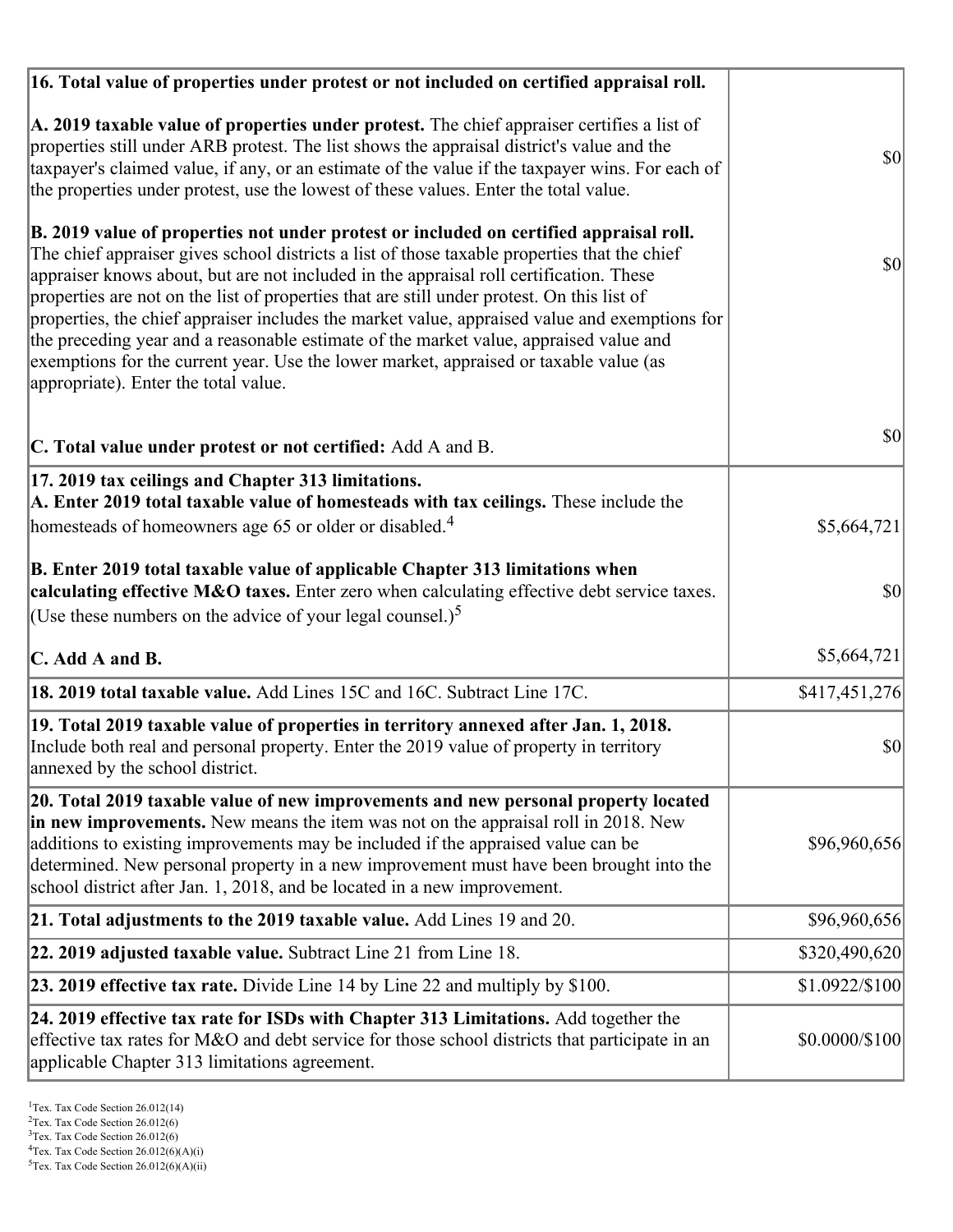| | |
|---|---|
| **16. Total value of properties under protest or not included on certified appraisal roll.** | |
| **A. 2019 taxable value of properties under protest.** The chief appraiser certifies a list of properties still under ARB protest. The list shows the appraisal district's value and the taxpayer's claimed value, if any, or an estimate of the value if the taxpayer wins. For each of the properties under protest, use the lowest of these values. Enter the total value. | $0 |
| **B. 2019 value of properties not under protest or included on certified appraisal roll.** The chief appraiser gives school districts a list of those taxable properties that the chief appraiser knows about, but are not included in the appraisal roll certification. These properties are not on the list of properties that are still under protest. On this list of properties, the chief appraiser includes the market value, appraised value and exemptions for the preceding year and a reasonable estimate of the market value, appraised value and exemptions for the current year. Use the lower market, appraised or taxable value (as appropriate). Enter the total value. | $0 |
| **C. Total value under protest or not certified:** Add A and B. | $0 |
| **17. 2019 tax ceilings and Chapter 313 limitations.** | |
| **A. Enter 2019 total taxable value of homesteads with tax ceilings.** These include the homesteads of homeowners age 65 or older or disabled.[4] | $5,664,721 |
| **B. Enter 2019 total taxable value of applicable Chapter 313 limitations when calculating effective M&O taxes.** Enter zero when calculating effective debt service taxes. (Use these numbers on the advice of your legal counsel.)[5] | $0 |
| **C. Add A and B.** | $5,664,721 |
| **18. 2019 total taxable value.** Add Lines 15C and 16C. Subtract Line 17C. | $417,451,276 |
| **19. Total 2019 taxable value of properties in territory annexed after Jan. 1, 2018.** Include both real and personal property. Enter the 2019 value of property in territory annexed by the school district. | $0 |
| **20. Total 2019 taxable value of new improvements and new personal property located in new improvements.** New means the item was not on the appraisal roll in 2018. New additions to existing improvements may be included if the appraised value can be determined. New personal property in a new improvement must have been brought into the school district after Jan. 1, 2018, and be located in a new improvement. | $96,960,656 |
| **21. Total adjustments to the 2019 taxable value.** Add Lines 19 and 20. | $96,960,656 |
| **22. 2019 adjusted taxable value.** Subtract Line 21 from Line 18. | $320,490,620 |
| **23. 2019 effective tax rate.** Divide Line 14 by Line 22 and multiply by $100. | $1.0922/$100 |
| **24. 2019 effective tax rate for ISDs with Chapter 313 Limitations.** Add together the effective tax rates for M&O and debt service for those school districts that participate in an applicable Chapter 313 limitations agreement. | $0.0000/$100 |

[1]Tex. Tax Code Section 26.012(14)
[2]Tex. Tax Code Section 26.012(6)
[3]Tex. Tax Code Section 26.012(6)
[4]Tex. Tax Code Section 26.012(6)(A)(i)
[5]Tex. Tax Code Section 26.012(6)(A)(ii)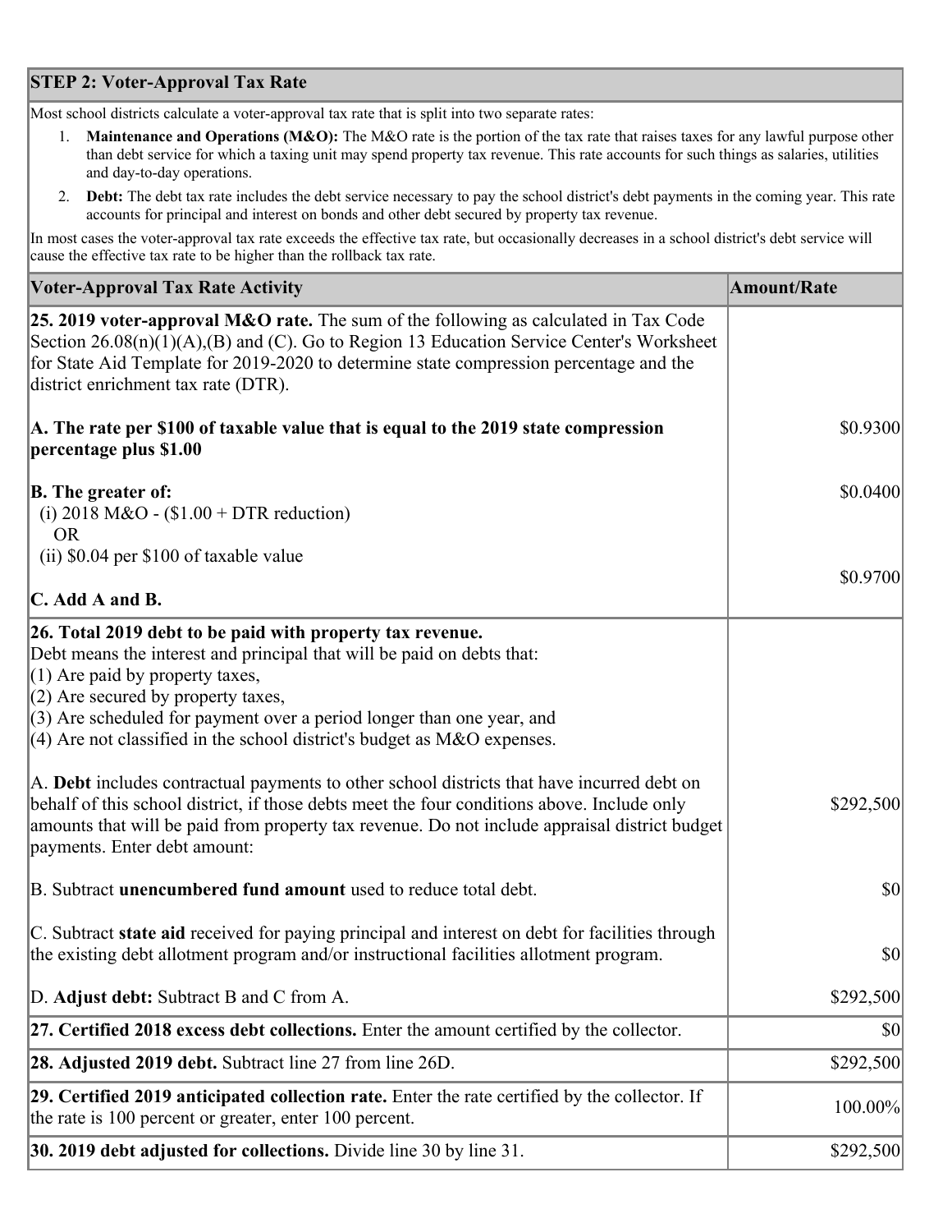## STEP 2: Voter-Approval Tax Rate

Most school districts calculate a voter-approval tax rate that is split into two separate rates:

1. **Maintenance and Operations (M&O):** The M&O rate is the portion of the tax rate that raises taxes for any lawful purpose other than debt service for which a taxing unit may spend property tax revenue. This rate accounts for such things as salaries, utilities and day-to-day operations.
2. **Debt:** The debt tax rate includes the debt service necessary to pay the school district's debt payments in the coming year. This rate accounts for principal and interest on bonds and other debt secured by property tax revenue.

In most cases the voter-approval tax rate exceeds the effective tax rate, but occasionally decreases in a school district's debt service will cause the effective tax rate to be higher than the rollback tax rate.

| Voter-Approval Tax Rate Activity | Amount/Rate |
|---|---|
| **25. 2019 voter-approval M&O rate.** The sum of the following as calculated in Tax Code Section 26.08(n)(1)(A),(B) and (C). Go to Region 13 Education Service Center's Worksheet for State Aid Template for 2019-2020 to determine state compression percentage and the district enrichment tax rate (DTR). | |
| **A. The rate per $100 of taxable value that is equal to the 2019 state compression percentage plus $1.00** | $0.9300 |
| **B. The greater of:**<br>(i) 2018 M&O - ($1.00 + DTR reduction)<br>OR<br>(ii) $0.04 per $100 of taxable value | $0.0400 |
| **C. Add A and B.** | $0.9700 |
| **26. Total 2019 debt to be paid with property tax revenue.**<br>Debt means the interest and principal that will be paid on debts that:<br>(1) Are paid by property taxes,<br>(2) Are secured by property taxes,<br>(3) Are scheduled for payment over a period longer than one year, and<br>(4) Are not classified in the school district's budget as M&O expenses. | |
| A. **Debt** includes contractual payments to other school districts that have incurred debt on behalf of this school district, if those debts meet the four conditions above. Include only amounts that will be paid from property tax revenue. Do not include appraisal district budget payments. Enter debt amount: | $292,500 |
| B. Subtract **unencumbered fund amount** used to reduce total debt. | $0 |
| C. Subtract **state aid** received for paying principal and interest on debt for facilities through the existing debt allotment program and/or instructional facilities allotment program. | $0 |
| D. **Adjust debt:** Subtract B and C from A. | $292,500 |
| **27. Certified 2018 excess debt collections.** Enter the amount certified by the collector. | $0 |
| **28. Adjusted 2019 debt.** Subtract line 27 from line 26D. | $292,500 |
| **29. Certified 2019 anticipated collection rate.** Enter the rate certified by the collector. If the rate is 100 percent or greater, enter 100 percent. | 100.00% |
| **30. 2019 debt adjusted for collections.** Divide line 30 by line 31. | $292,500 |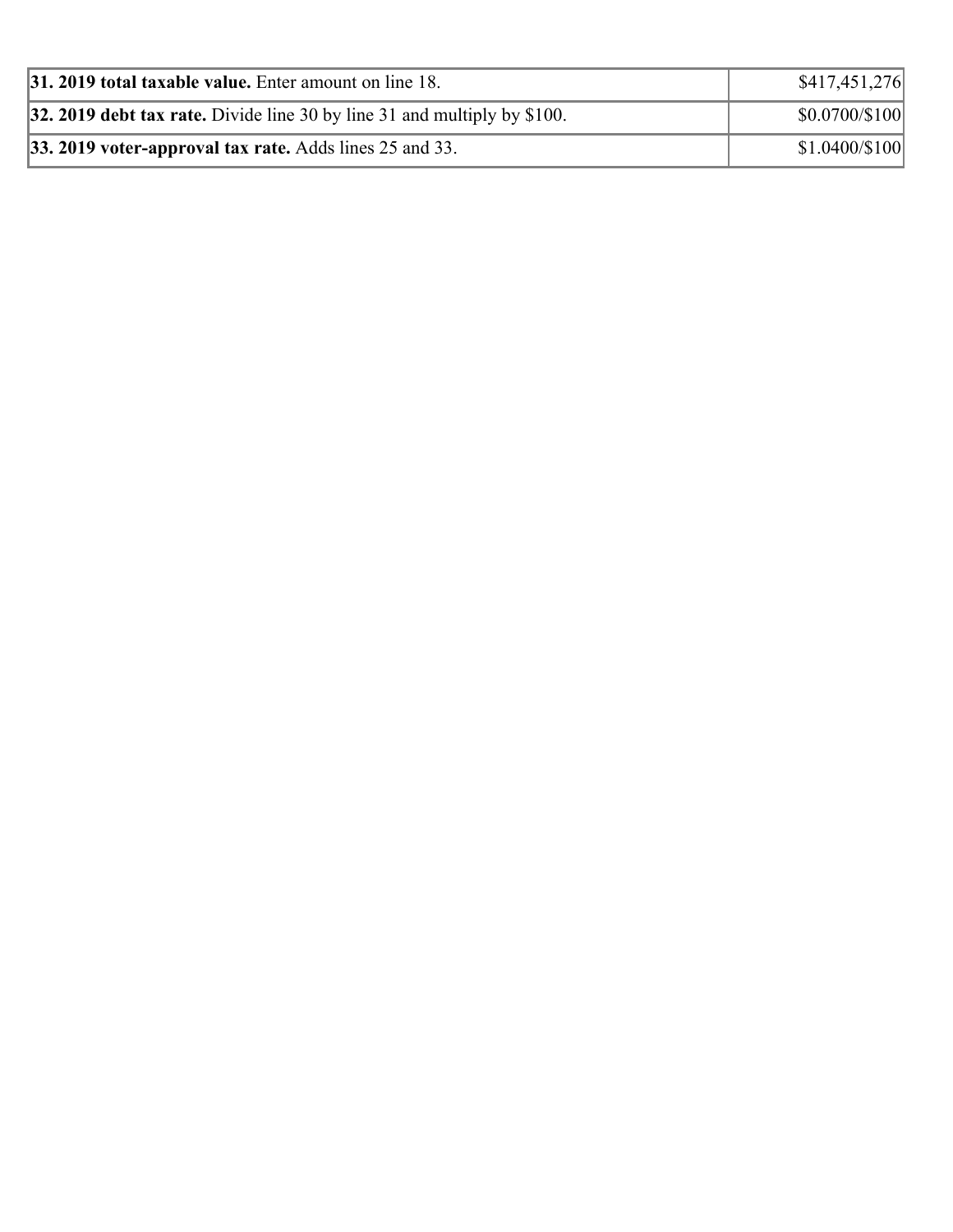| | |
|---|---|
| **31. 2019 total taxable value.** Enter amount on line 18. | $417,451,276 |
| **32. 2019 debt tax rate.** Divide line 30 by line 31 and multiply by $100. | $0.0700/$100 |
| **33. 2019 voter-approval tax rate.** Adds lines 25 and 33. | $1.0400/$100 |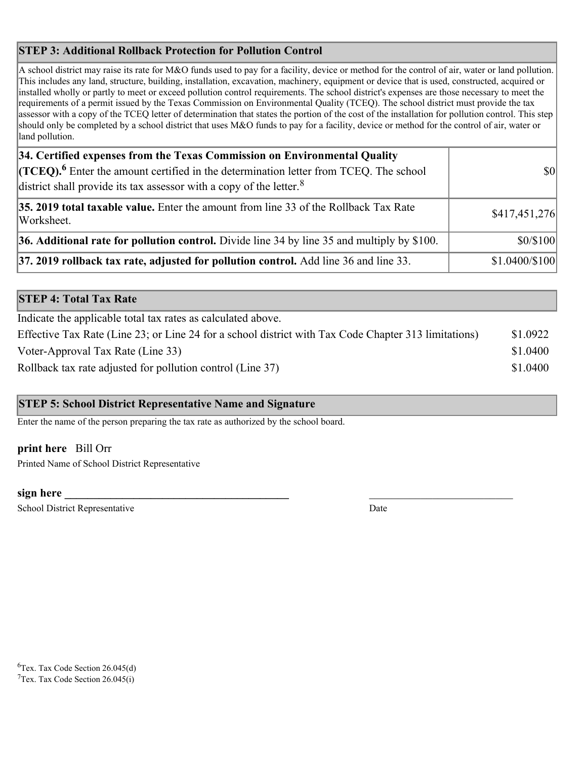## STEP 3: Additional Rollback Protection for Pollution Control

A school district may raise its rate for M&O funds used to pay for a facility, device or method for the control of air, water or land pollution. This includes any land, structure, building, installation, excavation, machinery, equipment or device that is used, constructed, acquired or installed wholly or partly to meet or exceed pollution control requirements. The school district's expenses are those necessary to meet the requirements of a permit issued by the Texas Commission on Environmental Quality (TCEQ). The school district must provide the tax assessor with a copy of the TCEQ letter of determination that states the portion of the cost of the installation for pollution control. This step should only be completed by a school district that uses M&O funds to pay for a facility, device or method for the control of air, water or land pollution.

| | |
|---|---|
| **34. Certified expenses from the Texas Commission on Environmental Quality (TCEQ).**[6] Enter the amount certified in the determination letter from TCEQ. The school district shall provide its tax assessor with a copy of the letter.[8] | $0 |
| **35. 2019 total taxable value.** Enter the amount from line 33 of the Rollback Tax Rate Worksheet. | $417,451,276 |
| **36. Additional rate for pollution control.** Divide line 34 by line 35 and multiply by $100. | $0/$100 |
| **37. 2019 rollback tax rate, adjusted for pollution control.** Add line 36 and line 33. | $1.0400/$100 |

## STEP 4: Total Tax Rate

Indicate the applicable total tax rates as calculated above.

| | |
|---|---|
| Effective Tax Rate (Line 23; or Line 24 for a school district with Tax Code Chapter 313 limitations) | $1.0922 |
| Voter-Approval Tax Rate (Line 33) | $1.0400 |
| Rollback tax rate adjusted for pollution control (Line 37) | $1.0400 |

## STEP 5: School District Representative Name and Signature

Enter the name of the person preparing the tax rate as authorized by the school board.

**print here** Bill Orr

Printed Name of School District Representative

**sign here** ________________________________________ ____________________________

School District Representative Date

[6]Tex. Tax Code Section 26.045(d)

[7]Tex. Tax Code Section 26.045(i)